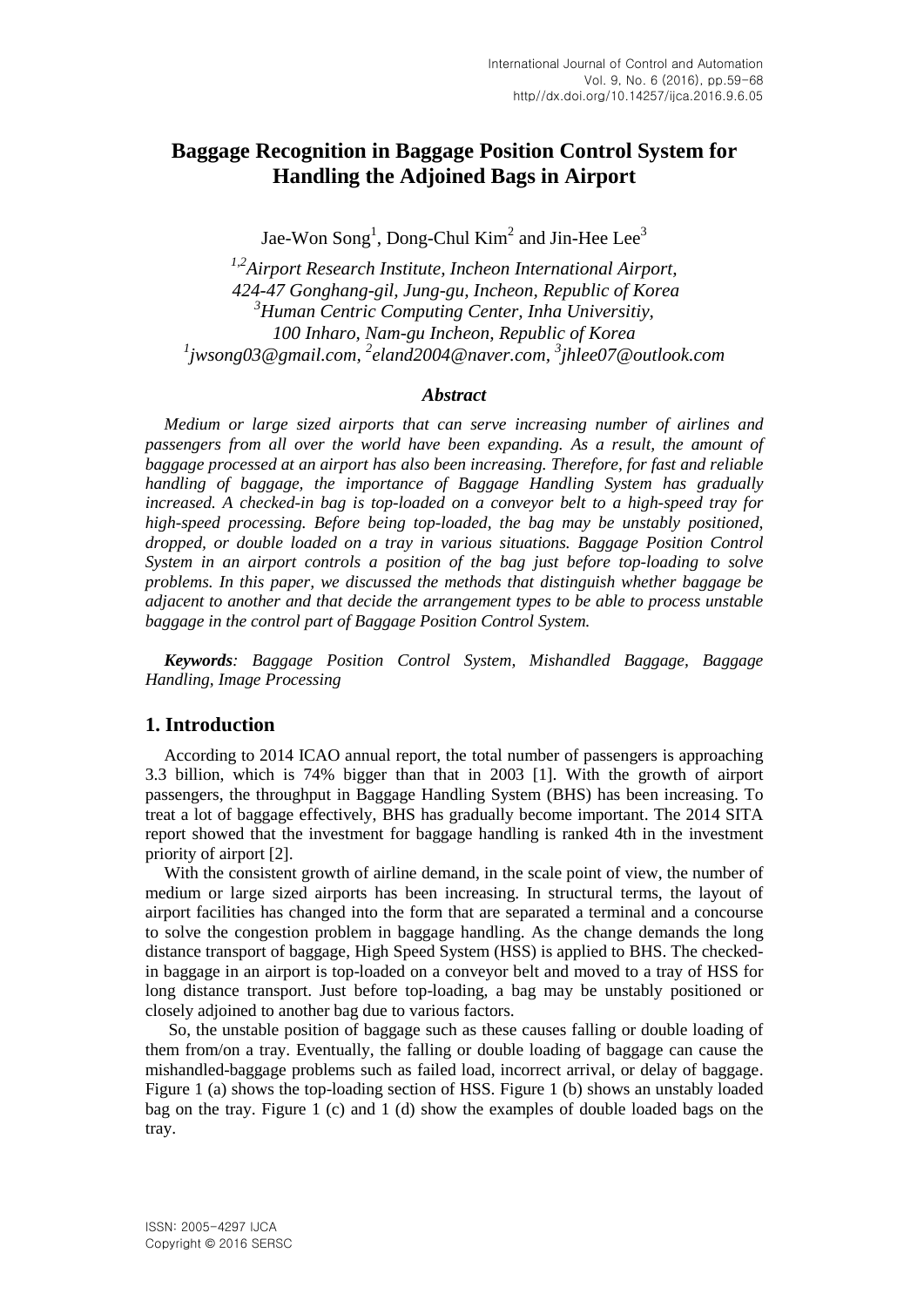# Baggage Recognition in Baggage Position Control System for Handling the Adjoined Bags in Airport

Jae-Won Song[1], Dong-Chul Kim[2] and Jin-Hee Lee[3]

*[1,2]Airport Research Institute, Incheon International Airport, 424-47 Gonghang-gil, Jung-gu, Incheon, Republic of Korea*
*[3]Human Centric Computing Center, Inha Universitiy, 100 Inharo, Nam-gu Incheon, Republic of Korea*
*[1]jwsong03@gmail.com, [2]eland2004@naver.com, [3]jhlee07@outlook.com*

### *Abstract*

*Medium or large sized airports that can serve increasing number of airlines and passengers from all over the world have been expanding. As a result, the amount of baggage processed at an airport has also been increasing. Therefore, for fast and reliable handling of baggage, the importance of Baggage Handling System has gradually increased. A checked-in bag is top-loaded on a conveyor belt to a high-speed tray for high-speed processing. Before being top-loaded, the bag may be unstably positioned, dropped, or double loaded on a tray in various situations. Baggage Position Control System in an airport controls a position of the bag just before top-loading to solve problems. In this paper, we discussed the methods that distinguish whether baggage be adjacent to another and that decide the arrangement types to be able to process unstable baggage in the control part of Baggage Position Control System.*

***Keywords**: Baggage Position Control System, Mishandled Baggage, Baggage Handling, Image Processing*

## 1. Introduction

According to 2014 ICAO annual report, the total number of passengers is approaching 3.3 billion, which is 74% bigger than that in 2003 [1]. With the growth of airport passengers, the throughput in Baggage Handling System (BHS) has been increasing. To treat a lot of baggage effectively, BHS has gradually become important. The 2014 SITA report showed that the investment for baggage handling is ranked 4th in the investment priority of airport [2].

With the consistent growth of airline demand, in the scale point of view, the number of medium or large sized airports has been increasing. In structural terms, the layout of airport facilities has changed into the form that are separated a terminal and a concourse to solve the congestion problem in baggage handling. As the change demands the long distance transport of baggage, High Speed System (HSS) is applied to BHS. The checked-in baggage in an airport is top-loaded on a conveyor belt and moved to a tray of HSS for long distance transport. Just before top-loading, a bag may be unstably positioned or closely adjoined to another bag due to various factors.

So, the unstable position of baggage such as these causes falling or double loading of them from/on a tray. Eventually, the falling or double loading of baggage can cause the mishandled-baggage problems such as failed load, incorrect arrival, or delay of baggage. Figure 1 (a) shows the top-loading section of HSS. Figure 1 (b) shows an unstably loaded bag on the tray. Figure 1 (c) and 1 (d) show the examples of double loaded bags on the tray.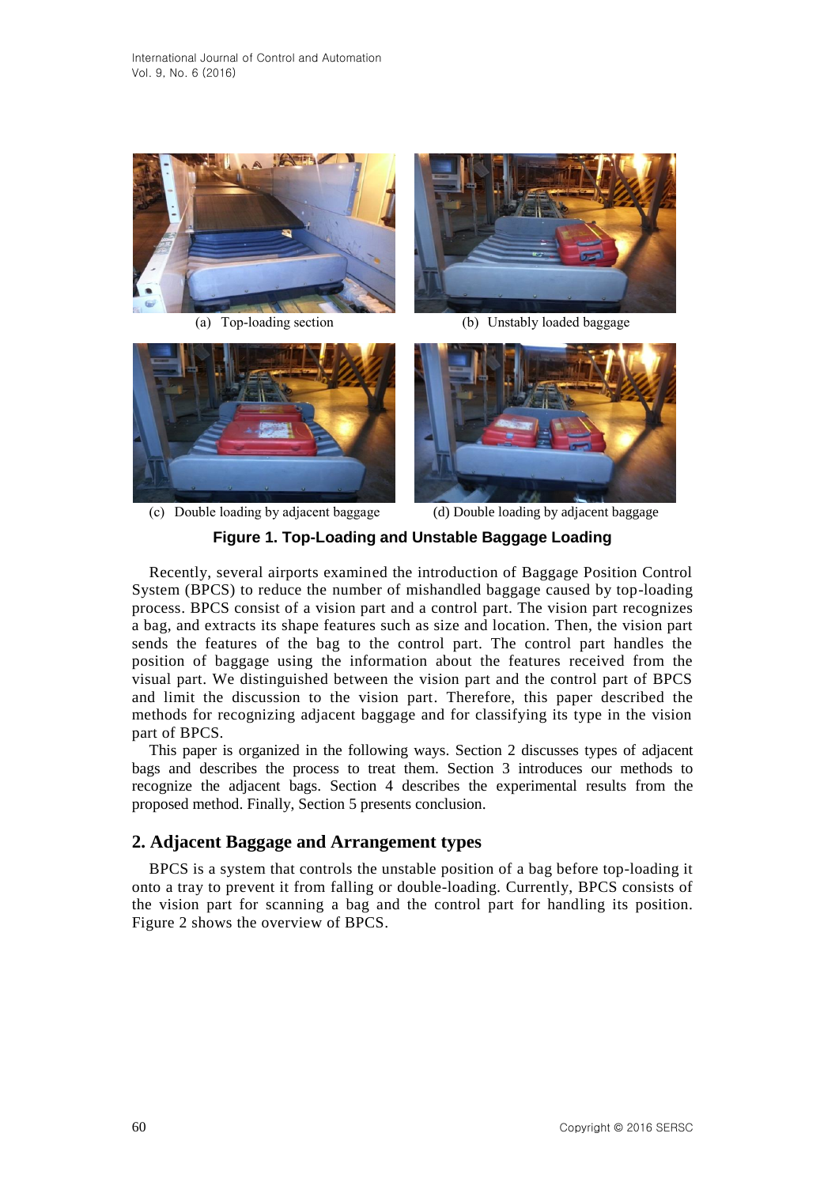(a) Top-loading section

(b) Unstably loaded baggage

(c) Double loading by adjacent baggage

(d) Double loading by adjacent baggage

**Figure 1. Top-Loading and Unstable Baggage Loading**

Recently, several airports examined the introduction of Baggage Position Control System (BPCS) to reduce the number of mishandled baggage caused by top-loading process. BPCS consist of a vision part and a control part. The vision part recognizes a bag, and extracts its shape features such as size and location. Then, the vision part sends the features of the bag to the control part. The control part handles the position of baggage using the information about the features received from the visual part. We distinguished between the vision part and the control part of BPCS and limit the discussion to the vision part. Therefore, this paper described the methods for recognizing adjacent baggage and for classifying its type in the vision part of BPCS.

This paper is organized in the following ways. Section 2 discusses types of adjacent bags and describes the process to treat them. Section 3 introduces our methods to recognize the adjacent bags. Section 4 describes the experimental results from the proposed method. Finally, Section 5 presents conclusion.

## 2. Adjacent Baggage and Arrangement types

BPCS is a system that controls the unstable position of a bag before top-loading it onto a tray to prevent it from falling or double-loading. Currently, BPCS consists of the vision part for scanning a bag and the control part for handling its position. Figure 2 shows the overview of BPCS.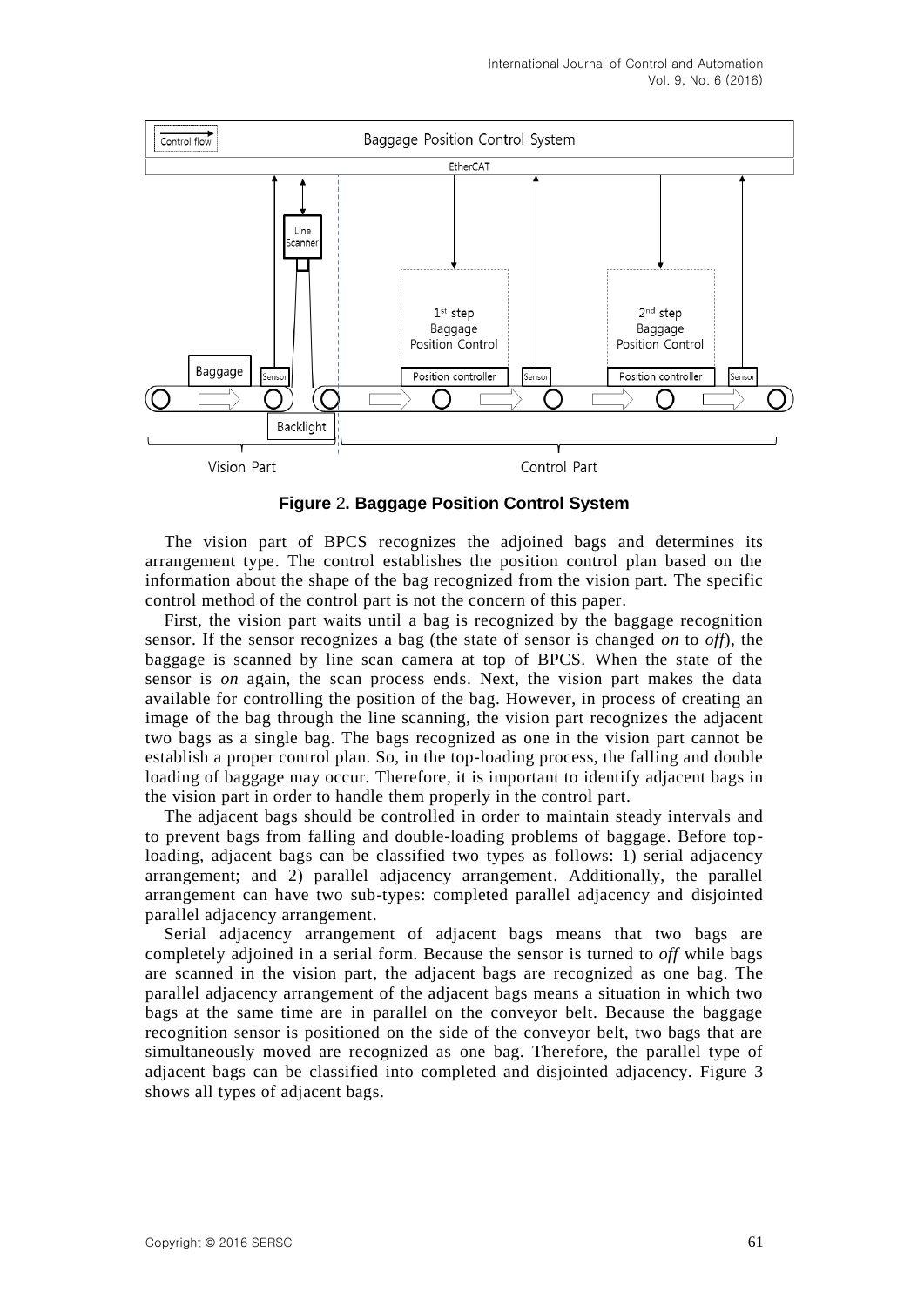**Figure 2. Baggage Position Control System**

The vision part of BPCS recognizes the adjoined bags and determines its arrangement type. The control establishes the position control plan based on the information about the shape of the bag recognized from the vision part. The specific control method of the control part is not the concern of this paper.

First, the vision part waits until a bag is recognized by the baggage recognition sensor. If the sensor recognizes a bag (the state of sensor is changed *on* to *off*), the baggage is scanned by line scan camera at top of BPCS. When the state of the sensor is *on* again, the scan process ends. Next, the vision part makes the data available for controlling the position of the bag. However, in process of creating an image of the bag through the line scanning, the vision part recognizes the adjacent two bags as a single bag. The bags recognized as one in the vision part cannot be establish a proper control plan. So, in the top-loading process, the falling and double loading of baggage may occur. Therefore, it is important to identify adjacent bags in the vision part in order to handle them properly in the control part.

The adjacent bags should be controlled in order to maintain steady intervals and to prevent bags from falling and double-loading problems of baggage. Before top-loading, adjacent bags can be classified two types as follows: 1) serial adjacency arrangement; and 2) parallel adjacency arrangement. Additionally, the parallel arrangement can have two sub-types: completed parallel adjacency and disjointed parallel adjacency arrangement.

Serial adjacency arrangement of adjacent bags means that two bags are completely adjoined in a serial form. Because the sensor is turned to *off* while bags are scanned in the vision part, the adjacent bags are recognized as one bag. The parallel adjacency arrangement of the adjacent bags means a situation in which two bags at the same time are in parallel on the conveyor belt. Because the baggage recognition sensor is positioned on the side of the conveyor belt, two bags that are simultaneously moved are recognized as one bag. Therefore, the parallel type of adjacent bags can be classified into completed and disjointed adjacency. Figure 3 shows all types of adjacent bags.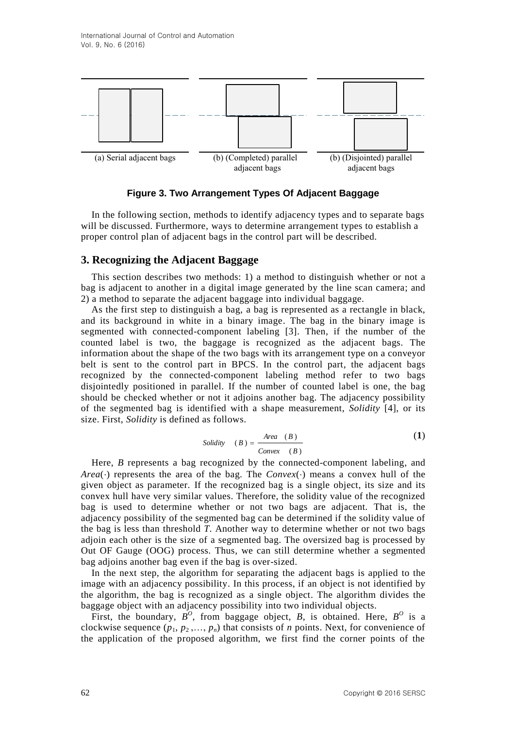(a) Serial adjacent bags

(b) (Completed) parallel adjacent bags

(b) (Disjointed) parallel adjacent bags

**Figure 3. Two Arrangement Types Of Adjacent Baggage**

In the following section, methods to identify adjacency types and to separate bags will be discussed. Furthermore, ways to determine arrangement types to establish a proper control plan of adjacent bags in the control part will be described.

## 3. Recognizing the Adjacent Baggage

This section describes two methods: 1) a method to distinguish whether or not a bag is adjacent to another in a digital image generated by the line scan camera; and 2) a method to separate the adjacent baggage into individual baggage.

As the first step to distinguish a bag, a bag is represented as a rectangle in black, and its background in white in a binary image. The bag in the binary image is segmented with connected-component labeling [3]. Then, if the number of the counted label is two, the baggage is recognized as the adjacent bags. The information about the shape of the two bags with its arrangement type on a conveyor belt is sent to the control part in BPCS. In the control part, the adjacent bags recognized by the connected-component labeling method refer to two bags disjointedly positioned in parallel. If the number of counted label is one, the bag should be checked whether or not it adjoins another bag. The adjacency possibility of the segmented bag is identified with a shape measurement, *Solidity* [4], or its size. First, *Solidity* is defined as follows.

$$Solidity\,(B) = \frac{Area\,(B)}{Convex\,(B)} \tag{1}$$

Here, $B$ represents a bag recognized by the connected-component labeling, and $Area(\cdot)$ represents the area of the bag. The $Convex(\cdot)$ means a convex hull of the given object as parameter. If the recognized bag is a single object, its size and its convex hull have very similar values. Therefore, the solidity value of the recognized bag is used to determine whether or not two bags are adjacent. That is, the adjacency possibility of the segmented bag can be determined if the solidity value of the bag is less than threshold $T$. Another way to determine whether or not two bags adjoin each other is the size of a segmented bag. The oversized bag is processed by Out OF Gauge (OOG) process. Thus, we can still determine whether a segmented bag adjoins another bag even if the bag is over-sized.

In the next step, the algorithm for separating the adjacent bags is applied to the image with an adjacency possibility. In this process, if an object is not identified by the algorithm, the bag is recognized as a single object. The algorithm divides the baggage object with an adjacency possibility into two individual objects.

First, the boundary, $B^O$, from baggage object, $B$, is obtained. Here, $B^O$ is a clockwise sequence $(p_1, p_2, \ldots, p_n)$ that consists of $n$ points. Next, for convenience of the application of the proposed algorithm, we first find the corner points of the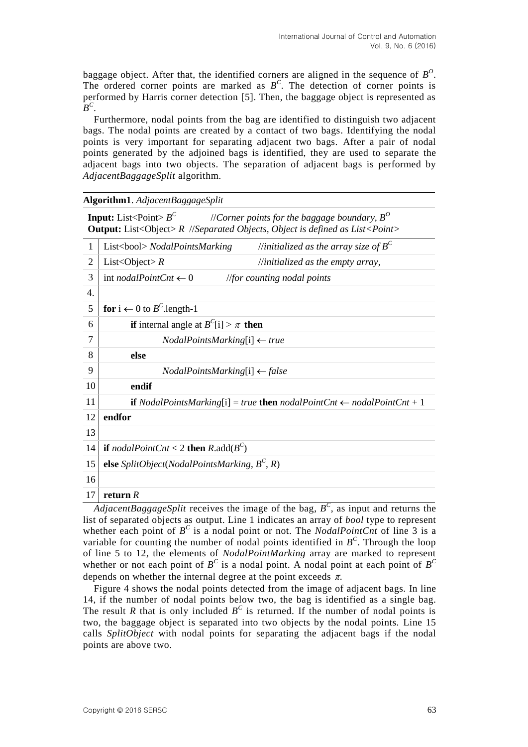baggage object. After that, the identified corners are aligned in the sequence of $B^O$. The ordered corner points are marked as $B^C$. The detection of corner points is performed by Harris corner detection [5]. Then, the baggage object is represented as $B^C$.

Furthermore, nodal points from the bag are identified to distinguish two adjacent bags. The nodal points are created by a contact of two bags. Identifying the nodal points is very important for separating adjacent two bags. After a pair of nodal points generated by the adjoined bags is identified, they are used to separate the adjacent bags into two objects. The separation of adjacent bags is performed by *AdjacentBaggageSplit* algorithm.

**Algorithm1**. *AdjacentBaggageSplit*

**Input:** List<Point> $B^C$ //*Corner points for the baggage boundary*, $B^O$
**Output:** List<Object> *R* //*Separated Objects, Object is defined as List<Point>*

| | |
|---|---|
| 1 | List<bool> *NodalPointsMarking* //*initialized as the array size of* $B^C$ |
| 2 | List<Object> *R* //*initialized as the empty array,* |
| 3 | int *nodalPointCnt* ← 0 //*for counting nodal points* |
| 4. | |
| 5 | **for** i ← 0 to $B^C$.length-1 |
| 6 | **if** internal angle at $B^C$[i] > $\pi$ **then** |
| 7 | *NodalPointsMarking*[i] ← *true* |
| 8 | **else** |
| 9 | *NodalPointsMarking*[i] ← *false* |
| 10 | **endif** |
| 11 | **if** *NodalPointsMarking*[i] = *true* **then** *nodalPointCnt* ← *nodalPointCnt* + 1 |
| 12 | **endfor** |
| 13 | |
| 14 | **if** *nodalPointCnt* < 2 **then** *R*.add($B^C$) |
| 15 | **else** *SplitObject*(*NodalPointsMarking*, $B^C$, *R*) |
| 16 | |
| 17 | **return** *R* |

*AdjacentBaggageSplit* receives the image of the bag, $B^C$, as input and returns the list of separated objects as output. Line 1 indicates an array of *bool* type to represent whether each point of $B^C$ is a nodal point or not. The *NodalPointCnt* of line 3 is a variable for counting the number of nodal points identified in $B^C$. Through the loop of line 5 to 12, the elements of *NodalPointMarking* array are marked to represent whether or not each point of $B^C$ is a nodal point. A nodal point at each point of $B^C$ depends on whether the internal degree at the point exceeds $\pi$.

Figure 4 shows the nodal points detected from the image of adjacent bags. In line 14, if the number of nodal points below two, the bag is identified as a single bag. The result *R* that is only included $B^C$ is returned. If the number of nodal points is two, the baggage object is separated into two objects by the nodal points. Line 15 calls *SplitObject* with nodal points for separating the adjacent bags if the nodal points are above two.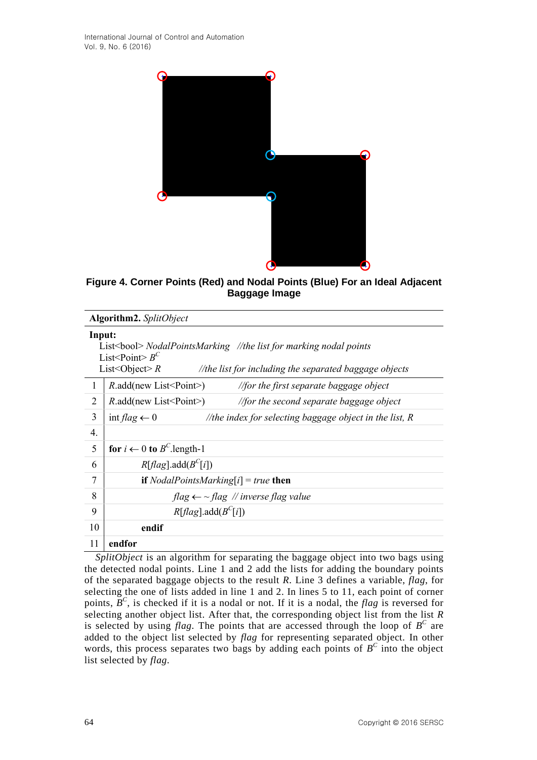**Figure 4. Corner Points (Red) and Nodal Points (Blue) For an Ideal Adjacent Baggage Image**

**Algorithm2.** *SplitObject*

**Input:**
List<bool> *NodalPointsMarking* //*the list for marking nodal points*
List<Point> $B^C$
List<Object> *R* //*the list for including the separated baggage objects*

```
1   R.add(new List<Point>)        //for the first separate baggage object
2   R.add(new List<Point>)        //for the second separate baggage object
3   int flag ← 0                  //the index for selecting baggage object in the list, R
4.
5   for i ← 0 to B^C.length-1
6       R[flag].add(B^C[i])
7       if NodalPointsMarking[i] = true then
8           flag ← ~ flag  // inverse flag value
9           R[flag].add(B^C[i])
10      endif
11  endfor
```

*SplitObject* is an algorithm for separating the baggage object into two bags using the detected nodal points. Line 1 and 2 add the lists for adding the boundary points of the separated baggage objects to the result *R*. Line 3 defines a variable, *flag*, for selecting the one of lists added in line 1 and 2. In lines 5 to 11, each point of corner points, $B^C$, is checked if it is a nodal or not. If it is a nodal, the *flag* is reversed for selecting another object list. After that, the corresponding object list from the list *R* is selected by using *flag*. The points that are accessed through the loop of $B^C$ are added to the object list selected by *flag* for representing separated object. In other words, this process separates two bags by adding each points of $B^C$ into the object list selected by *flag*.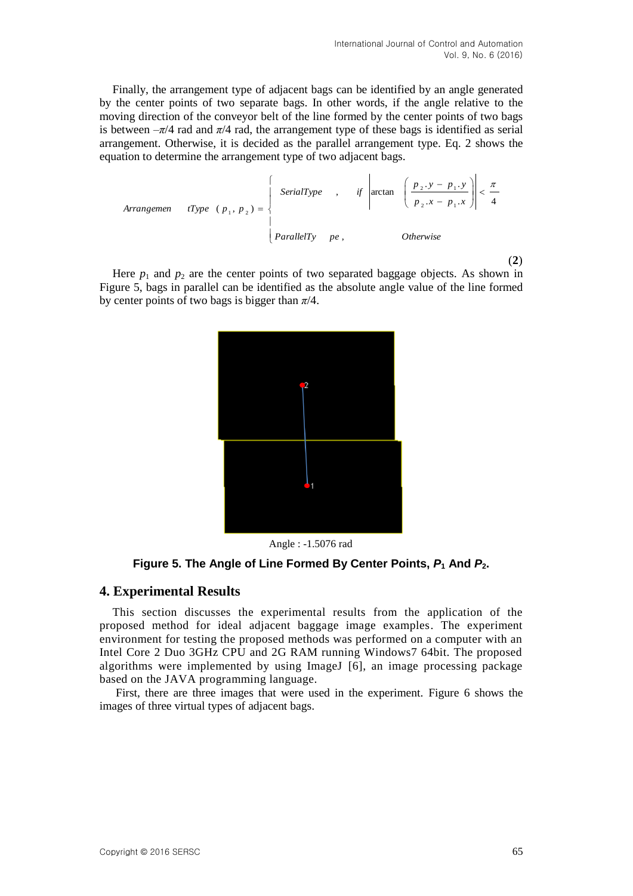Finally, the arrangement type of adjacent bags can be identified by an angle generated by the center points of two separate bags. In other words, if the angle relative to the moving direction of the conveyor belt of the line formed by the center points of two bags is between $-\pi/4$ rad and $\pi/4$ rad, the arrangement type of these bags is identified as serial arrangement. Otherwise, it is decided as the parallel arrangement type. Eq. 2 shows the equation to determine the arrangement type of two adjacent bags.

$$ArrangementType(p_1, p_2) = \begin{cases} SerialType, & if \left| \arctan\left(\dfrac{p_2.y - p_1.y}{p_2.x - p_1.x}\right) \right| < \dfrac{\pi}{4} \\ ParallelType, & Otherwise \end{cases} \quad (2)$$

Here $p_1$ and $p_2$ are the center points of two separated baggage objects. As shown in Figure 5, bags in parallel can be identified as the absolute angle value of the line formed by center points of two bags is bigger than $\pi/4$.

Angle : -1.5076 rad

**Figure 5. The Angle of Line Formed By Center Points, $P_1$ And $P_2$.**

## 4. Experimental Results

This section discusses the experimental results from the application of the proposed method for ideal adjacent baggage image examples. The experiment environment for testing the proposed methods was performed on a computer with an Intel Core 2 Duo 3GHz CPU and 2G RAM running Windows7 64bit. The proposed algorithms were implemented by using ImageJ [6], an image processing package based on the JAVA programming language.

First, there are three images that were used in the experiment. Figure 6 shows the images of three virtual types of adjacent bags.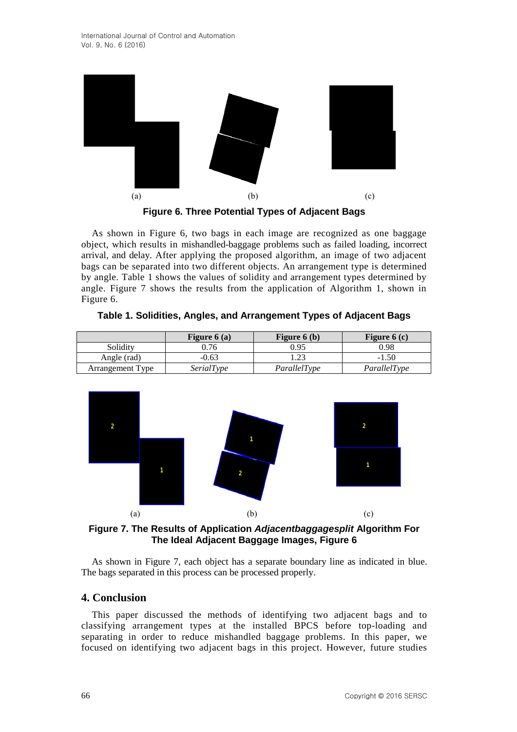(a) (b) (c)

**Figure 6. Three Potential Types of Adjacent Bags**

As shown in Figure 6, two bags in each image are recognized as one baggage object, which results in mishandled-baggage problems such as failed loading, incorrect arrival, and delay. After applying the proposed algorithm, an image of two adjacent bags can be separated into two different objects. An arrangement type is determined by angle. Table 1 shows the values of solidity and arrangement types determined by angle. Figure 7 shows the results from the application of Algorithm 1, shown in Figure 6.

**Table 1. Solidities, Angles, and Arrangement Types of Adjacent Bags**

| | Figure 6 (a) | Figure 6 (b) | Figure 6 (c) |
|---|---|---|---|
| Solidity | 0.76 | 0.95 | 0.98 |
| Angle (rad) | -0.63 | 1.23 | -1.50 |
| Arrangement Type | *SerialType* | *ParallelType* | *ParallelType* |

(a) (b) (c)

**Figure 7. The Results of Application *Adjacentbaggagesplit* Algorithm For The Ideal Adjacent Baggage Images, Figure 6**

As shown in Figure 7, each object has a separate boundary line as indicated in blue. The bags separated in this process can be processed properly.

## 4. Conclusion

This paper discussed the methods of identifying two adjacent bags and to classifying arrangement types at the installed BPCS before top-loading and separating in order to reduce mishandled baggage problems. In this paper, we focused on identifying two adjacent bags in this project. However, future studies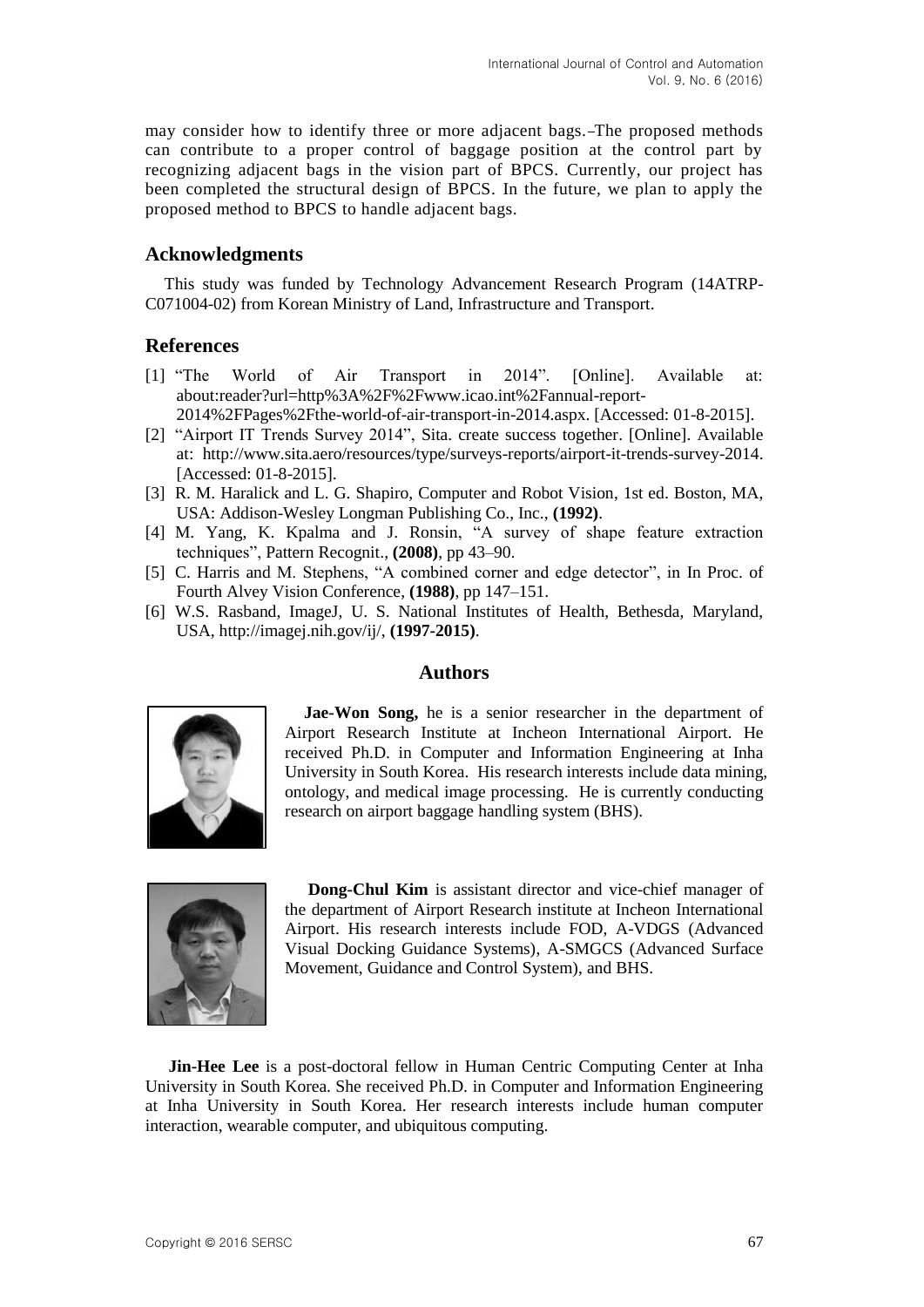may consider how to identify three or more adjacent bags.–The proposed methods can contribute to a proper control of baggage position at the control part by recognizing adjacent bags in the vision part of BPCS. Currently, our project has been completed the structural design of BPCS. In the future, we plan to apply the proposed method to BPCS to handle adjacent bags.

## Acknowledgments

This study was funded by Technology Advancement Research Program (14ATRP-C071004-02) from Korean Ministry of Land, Infrastructure and Transport.

## References

[1] "The World of Air Transport in 2014". [Online]. Available at: about:reader?url=http%3A%2F%2Fwww.icao.int%2Fannual-report-2014%2FPages%2Fthe-world-of-air-transport-in-2014.aspx. [Accessed: 01-8-2015].

[2] "Airport IT Trends Survey 2014", Sita. create success together. [Online]. Available at: http://www.sita.aero/resources/type/surveys-reports/airport-it-trends-survey-2014. [Accessed: 01-8-2015].

[3] R. M. Haralick and L. G. Shapiro, Computer and Robot Vision, 1st ed. Boston, MA, USA: Addison-Wesley Longman Publishing Co., Inc., **(1992)**.

[4] M. Yang, K. Kpalma and J. Ronsin, "A survey of shape feature extraction techniques", Pattern Recognit., **(2008)**, pp 43–90.

[5] C. Harris and M. Stephens, "A combined corner and edge detector", in In Proc. of Fourth Alvey Vision Conference, **(1988)**, pp 147–151.

[6] W.S. Rasband, ImageJ, U. S. National Institutes of Health, Bethesda, Maryland, USA, http://imagej.nih.gov/ij/, **(1997-2015)**.

## Authors

**Jae-Won Song,** he is a senior researcher in the department of Airport Research Institute at Incheon International Airport. He received Ph.D. in Computer and Information Engineering at Inha University in South Korea. His research interests include data mining, ontology, and medical image processing. He is currently conducting research on airport baggage handling system (BHS).

**Dong-Chul Kim** is assistant director and vice-chief manager of the department of Airport Research institute at Incheon International Airport. His research interests include FOD, A-VDGS (Advanced Visual Docking Guidance Systems), A-SMGCS (Advanced Surface Movement, Guidance and Control System), and BHS.

**Jin-Hee Lee** is a post-doctoral fellow in Human Centric Computing Center at Inha University in South Korea. She received Ph.D. in Computer and Information Engineering at Inha University in South Korea. Her research interests include human computer interaction, wearable computer, and ubiquitous computing.